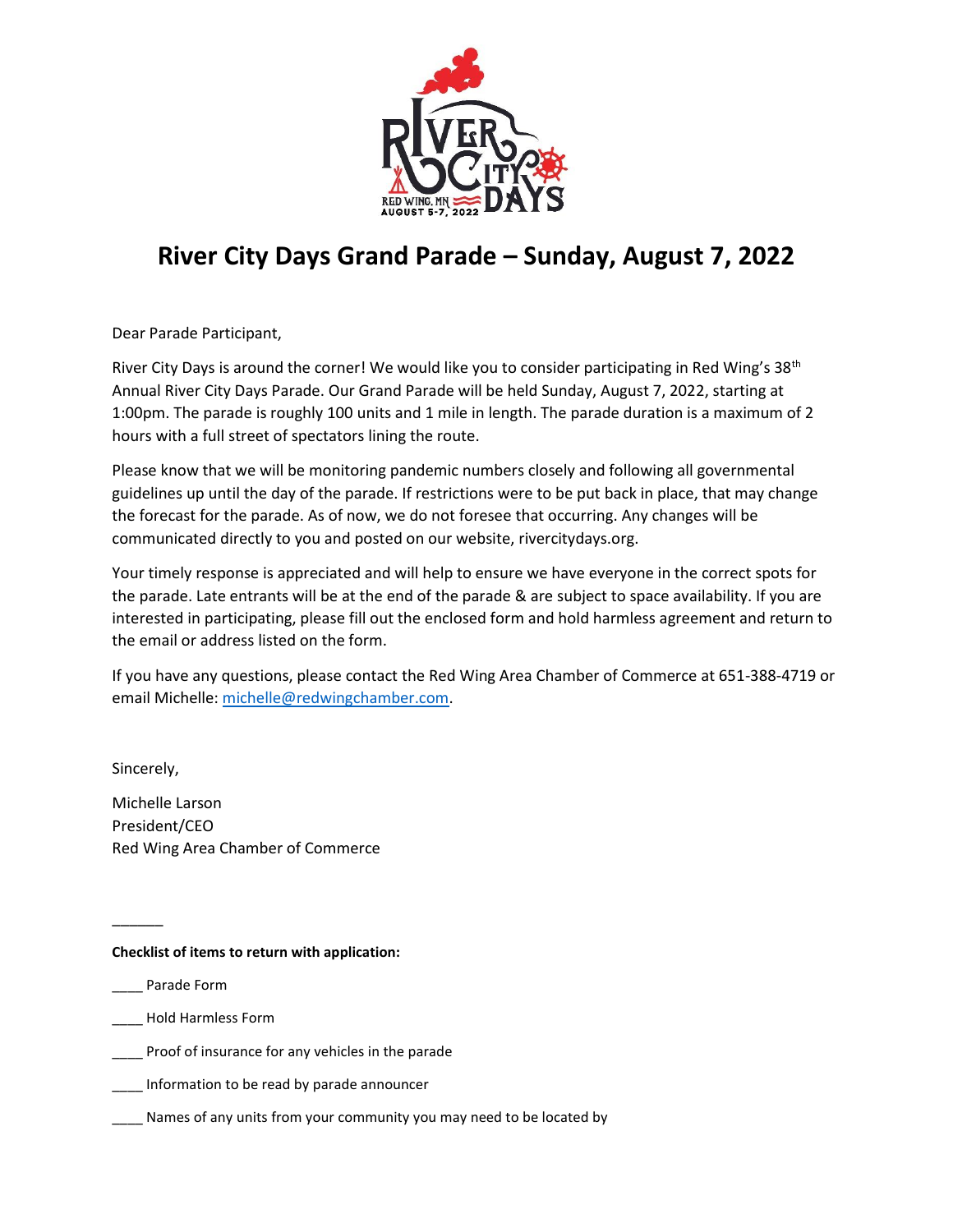# River City Days Grand Parade – Sunday, August 7, 2022

Dear Parade Participant,

River City Days is around the corner! We would like you to consider participating in Red Wing's 38th Annual River City Days Parade. Our Grand Parade will be held Sunday, August 7, 2022, starting at 1:00pm. The parade is roughly 100 units and 1 mile in length. The parade duration is a maximum of 2 hours with a full street of spectators lining the route.

Please know that we will be monitoring pandemic numbers closely and following all governmental guidelines up until the day of the parade. If restrictions were to be put back in place, that may change the forecast for the parade. As of now, we do not foresee that occurring. Any changes will be communicated directly to you and posted on our website, rivercitydays.org.

Your timely response is appreciated and will help to ensure we have everyone in the correct spots for the parade. Late entrants will be at the end of the parade & are subject to space availability. If you are interested in participating, please fill out the enclosed form and hold harmless agreement and return to the email or address listed on the form.

If you have any questions, please contact the Red Wing Area Chamber of Commerce at 651-388-4719 or email Michelle: michelle@redwingchamber.com.

Sincerely,

Michelle Larson
President/CEO
Red Wing Area Chamber of Commerce

______

**Checklist of items to return with application:**

____ Parade Form

____ Hold Harmless Form

____ Proof of insurance for any vehicles in the parade

____ Information to be read by parade announcer

____ Names of any units from your community you may need to be located by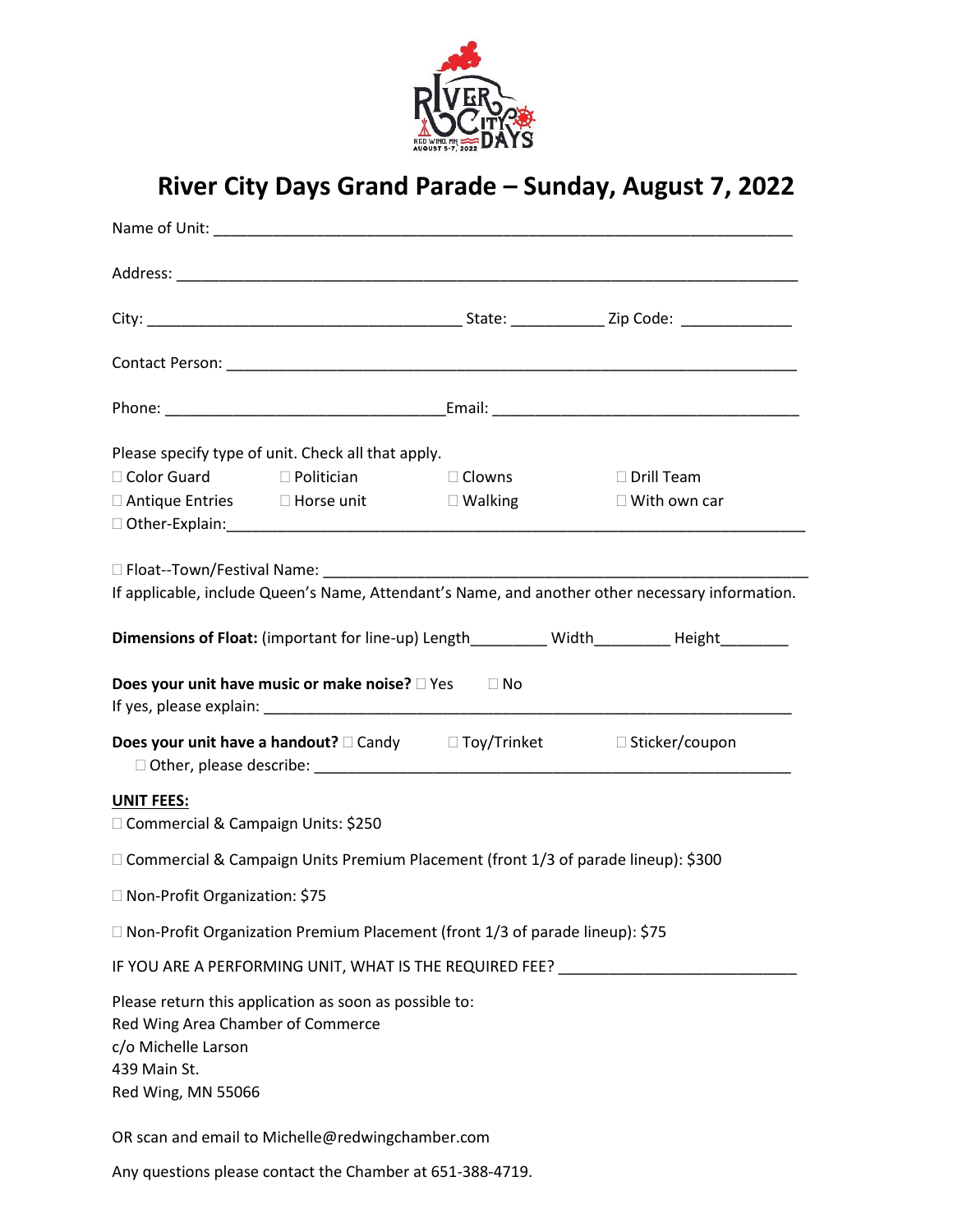# River City Days Grand Parade – Sunday, August 7, 2022

Name of Unit: ______________________________________________________________________

Address: ___________________________________________________________________________

City: ____________________________________ State: ___________ Zip Code: _____________

Contact Person: ______________________________________________________________________

Phone: ________________________________Email: ____________________________________

Please specify type of unit. Check all that apply.

☐ Color Guard ☐ Politician ☐ Clowns ☐ Drill Team

☐ Antique Entries ☐ Horse unit ☐ Walking ☐ With own car

☐ Other-Explain:_______________________________________________________________________

☐ Float--Town/Festival Name: ______________________________________________________

If applicable, include Queen's Name, Attendant's Name, and another other necessary information.

**Dimensions of Float:** (important for line-up) Length_________ Width_________ Height________

**Does your unit have music or make noise?** ☐ Yes ☐ No

If yes, please explain: _____________________________________________________________

**Does your unit have a handout?** ☐ Candy ☐ Toy/Trinket ☐ Sticker/coupon

☐ Other, please describe: ___________________________________________________

**UNIT FEES:**

☐ Commercial & Campaign Units: $250

☐ Commercial & Campaign Units Premium Placement (front 1/3 of parade lineup): $300

☐ Non-Profit Organization: $75

☐ Non-Profit Organization Premium Placement (front 1/3 of parade lineup): $75

IF YOU ARE A PERFORMING UNIT, WHAT IS THE REQUIRED FEE? ___________________________

Please return this application as soon as possible to:
Red Wing Area Chamber of Commerce
c/o Michelle Larson
439 Main St.
Red Wing, MN 55066

OR scan and email to Michelle@redwingchamber.com

Any questions please contact the Chamber at 651-388-4719.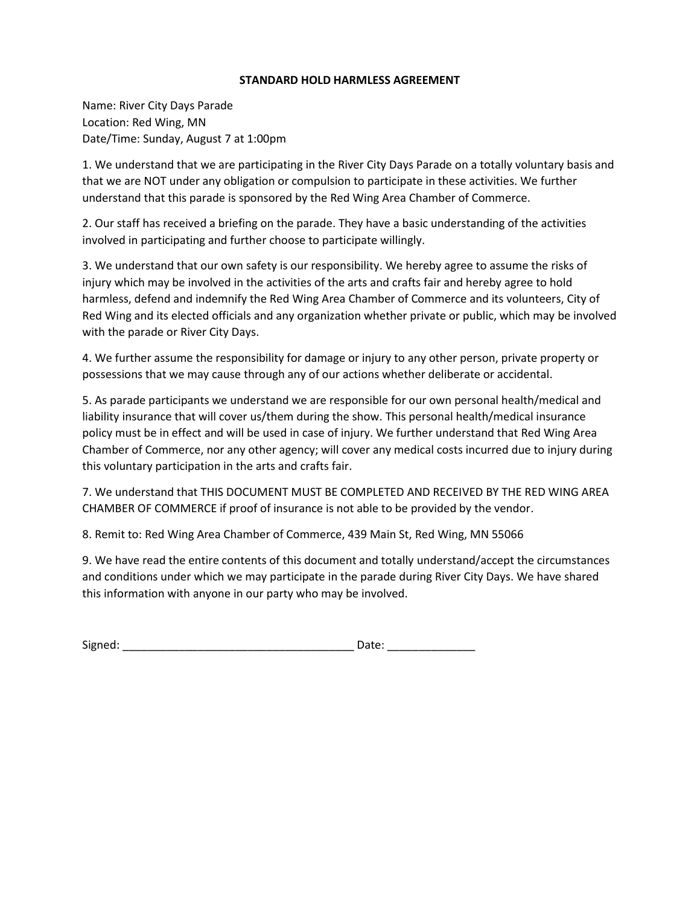**STANDARD HOLD HARMLESS AGREEMENT**

Name: River City Days Parade
Location: Red Wing, MN
Date/Time: Sunday, August 7 at 1:00pm

1. We understand that we are participating in the River City Days Parade on a totally voluntary basis and that we are NOT under any obligation or compulsion to participate in these activities. We further understand that this parade is sponsored by the Red Wing Area Chamber of Commerce.

2. Our staff has received a briefing on the parade. They have a basic understanding of the activities involved in participating and further choose to participate willingly.

3. We understand that our own safety is our responsibility. We hereby agree to assume the risks of injury which may be involved in the activities of the arts and crafts fair and hereby agree to hold harmless, defend and indemnify the Red Wing Area Chamber of Commerce and its volunteers, City of Red Wing and its elected officials and any organization whether private or public, which may be involved with the parade or River City Days.

4. We further assume the responsibility for damage or injury to any other person, private property or possessions that we may cause through any of our actions whether deliberate or accidental.

5. As parade participants we understand we are responsible for our own personal health/medical and liability insurance that will cover us/them during the show. This personal health/medical insurance policy must be in effect and will be used in case of injury. We further understand that Red Wing Area Chamber of Commerce, nor any other agency; will cover any medical costs incurred due to injury during this voluntary participation in the arts and crafts fair.

7. We understand that THIS DOCUMENT MUST BE COMPLETED AND RECEIVED BY THE RED WING AREA CHAMBER OF COMMERCE if proof of insurance is not able to be provided by the vendor.

8. Remit to: Red Wing Area Chamber of Commerce, 439 Main St, Red Wing, MN 55066

9. We have read the entire contents of this document and totally understand/accept the circumstances and conditions under which we may participate in the parade during River City Days. We have shared this information with anyone in our party who may be involved.

Signed: ______________________________________ Date: ______________